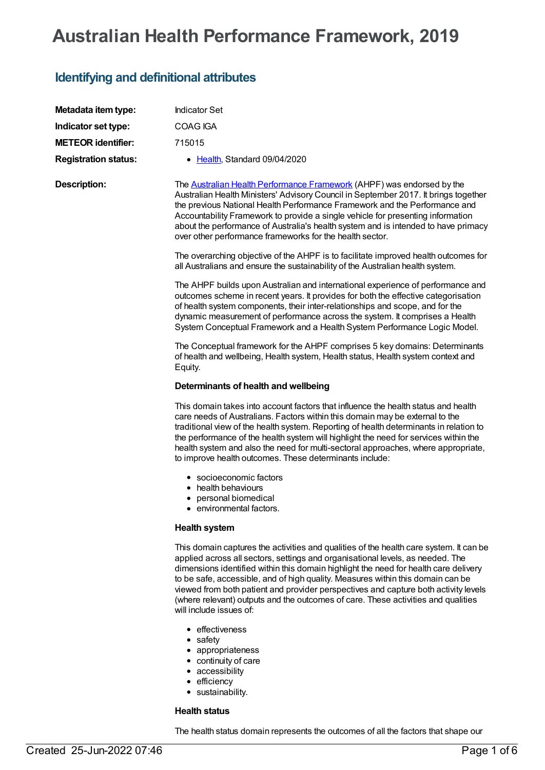# Australian Health Performance Framework, 2019

## Identifying and definitional attributes

**Metadata item type:** Indicator Set

**Indicator set type:** COAG IGA

**METEOR identifier:** 715015

**Registration status:**

- Health, Standard 09/04/2020

**Description:**

The Australian Health Performance Framework (AHPF) was endorsed by the Australian Health Ministers' Advisory Council in September 2017. It brings together the previous National Health Performance Framework and the Performance and Accountability Framework to provide a single vehicle for presenting information about the performance of Australia's health system and is intended to have primacy over other performance frameworks for the health sector.

The overarching objective of the AHPF is to facilitate improved health outcomes for all Australians and ensure the sustainability of the Australian health system.

The AHPF builds upon Australian and international experience of performance and outcomes scheme in recent years. It provides for both the effective categorisation of health system components, their inter-relationships and scope, and for the dynamic measurement of performance across the system. It comprises a Health System Conceptual Framework and a Health System Performance Logic Model.

The Conceptual framework for the AHPF comprises 5 key domains: Determinants of health and wellbeing, Health system, Health status, Health system context and Equity.

**Determinants of health and wellbeing**

This domain takes into account factors that influence the health status and health care needs of Australians. Factors within this domain may be external to the traditional view of the health system. Reporting of health determinants in relation to the performance of the health system will highlight the need for services within the health system and also the need for multi-sectoral approaches, where appropriate, to improve health outcomes. These determinants include:

- socioeconomic factors
- health behaviours
- personal biomedical
- environmental factors.

**Health system**

This domain captures the activities and qualities of the health care system. It can be applied across all sectors, settings and organisational levels, as needed. The dimensions identified within this domain highlight the need for health care delivery to be safe, accessible, and of high quality. Measures within this domain can be viewed from both patient and provider perspectives and capture both activity levels (where relevant) outputs and the outcomes of care. These activities and qualities will include issues of:

- effectiveness
- safety
- appropriateness
- continuity of care
- accessibility
- efficiency
- sustainability.

**Health status**

The health status domain represents the outcomes of all the factors that shape our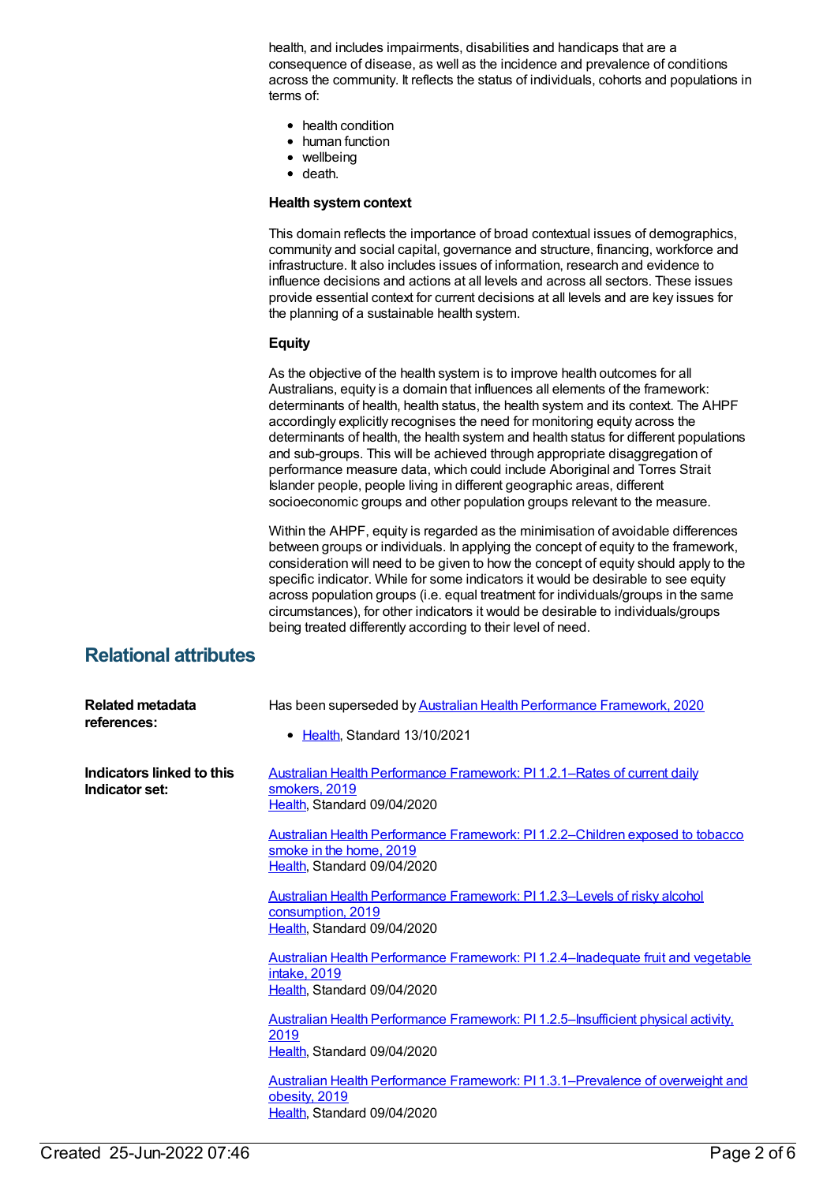health, and includes impairments, disabilities and handicaps that are a consequence of disease, as well as the incidence and prevalence of conditions across the community. It reflects the status of individuals, cohorts and populations in terms of:

- health condition
- human function
- wellbeing
- death.

**Health system context**

This domain reflects the importance of broad contextual issues of demographics, community and social capital, governance and structure, financing, workforce and infrastructure. It also includes issues of information, research and evidence to influence decisions and actions at all levels and across all sectors. These issues provide essential context for current decisions at all levels and are key issues for the planning of a sustainable health system.

**Equity**

As the objective of the health system is to improve health outcomes for all Australians, equity is a domain that influences all elements of the framework: determinants of health, health status, the health system and its context. The AHPF accordingly explicitly recognises the need for monitoring equity across the determinants of health, the health system and health status for different populations and sub-groups. This will be achieved through appropriate disaggregation of performance measure data, which could include Aboriginal and Torres Strait Islander people, people living in different geographic areas, different socioeconomic groups and other population groups relevant to the measure.

Within the AHPF, equity is regarded as the minimisation of avoidable differences between groups or individuals. In applying the concept of equity to the framework, consideration will need to be given to how the concept of equity should apply to the specific indicator. While for some indicators it would be desirable to see equity across population groups (i.e. equal treatment for individuals/groups in the same circumstances), for other indicators it would be desirable to individuals/groups being treated differently according to their level of need.

## Relational attributes

**Related metadata references:**

Has been superseded by Australian Health Performance Framework, 2020

- Health, Standard 13/10/2021

**Indicators linked to this Indicator set:**

Australian Health Performance Framework: PI 1.2.1–Rates of current daily smokers, 2019
Health, Standard 09/04/2020

Australian Health Performance Framework: PI 1.2.2–Children exposed to tobacco smoke in the home, 2019
Health, Standard 09/04/2020

Australian Health Performance Framework: PI 1.2.3–Levels of risky alcohol consumption, 2019
Health, Standard 09/04/2020

Australian Health Performance Framework: PI 1.2.4–Inadequate fruit and vegetable intake, 2019
Health, Standard 09/04/2020

Australian Health Performance Framework: PI 1.2.5–Insufficient physical activity, 2019
Health, Standard 09/04/2020

Australian Health Performance Framework: PI 1.3.1–Prevalence of overweight and obesity, 2019
Health, Standard 09/04/2020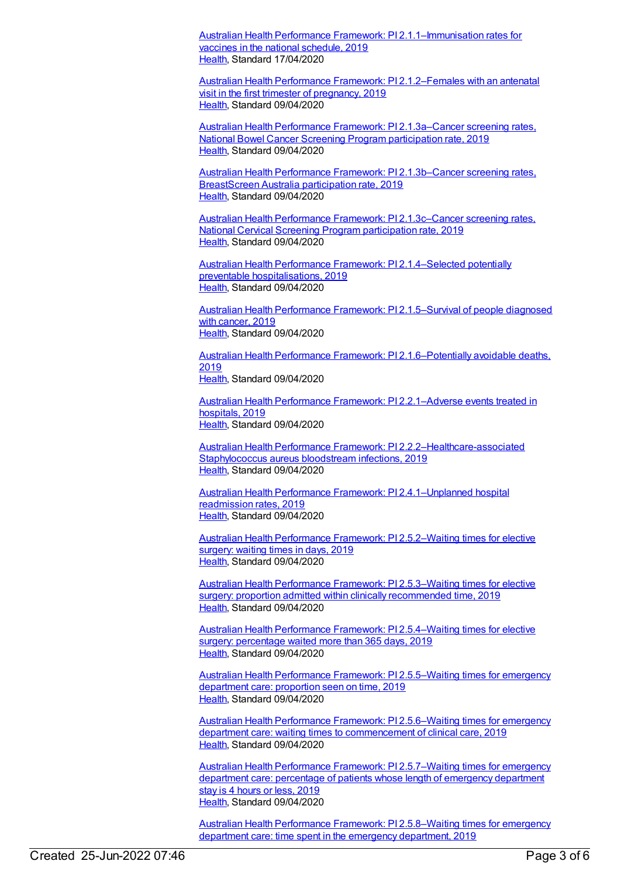Australian Health Performance Framework: PI 2.1.1–Immunisation rates for vaccines in the national schedule, 2019
Health, Standard 17/04/2020

Australian Health Performance Framework: PI 2.1.2–Females with an antenatal visit in the first trimester of pregnancy, 2019
Health, Standard 09/04/2020

Australian Health Performance Framework: PI 2.1.3a–Cancer screening rates, National Bowel Cancer Screening Program participation rate, 2019
Health, Standard 09/04/2020

Australian Health Performance Framework: PI 2.1.3b–Cancer screening rates, BreastScreen Australia participation rate, 2019
Health, Standard 09/04/2020

Australian Health Performance Framework: PI 2.1.3c–Cancer screening rates, National Cervical Screening Program participation rate, 2019
Health, Standard 09/04/2020

Australian Health Performance Framework: PI 2.1.4–Selected potentially preventable hospitalisations, 2019
Health, Standard 09/04/2020

Australian Health Performance Framework: PI 2.1.5–Survival of people diagnosed with cancer, 2019
Health, Standard 09/04/2020

Australian Health Performance Framework: PI 2.1.6–Potentially avoidable deaths, 2019
Health, Standard 09/04/2020

Australian Health Performance Framework: PI 2.2.1–Adverse events treated in hospitals, 2019
Health, Standard 09/04/2020

Australian Health Performance Framework: PI 2.2.2–Healthcare-associated Staphylococcus aureus bloodstream infections, 2019
Health, Standard 09/04/2020

Australian Health Performance Framework: PI 2.4.1–Unplanned hospital readmission rates, 2019
Health, Standard 09/04/2020

Australian Health Performance Framework: PI 2.5.2–Waiting times for elective surgery: waiting times in days, 2019
Health, Standard 09/04/2020

Australian Health Performance Framework: PI 2.5.3–Waiting times for elective surgery: proportion admitted within clinically recommended time, 2019
Health, Standard 09/04/2020

Australian Health Performance Framework: PI 2.5.4–Waiting times for elective surgery: percentage waited more than 365 days, 2019
Health, Standard 09/04/2020

Australian Health Performance Framework: PI 2.5.5–Waiting times for emergency department care: proportion seen on time, 2019
Health, Standard 09/04/2020

Australian Health Performance Framework: PI 2.5.6–Waiting times for emergency department care: waiting times to commencement of clinical care, 2019
Health, Standard 09/04/2020

Australian Health Performance Framework: PI 2.5.7–Waiting times for emergency department care: percentage of patients whose length of emergency department stay is 4 hours or less, 2019
Health, Standard 09/04/2020

Australian Health Performance Framework: PI 2.5.8–Waiting times for emergency department care: time spent in the emergency department, 2019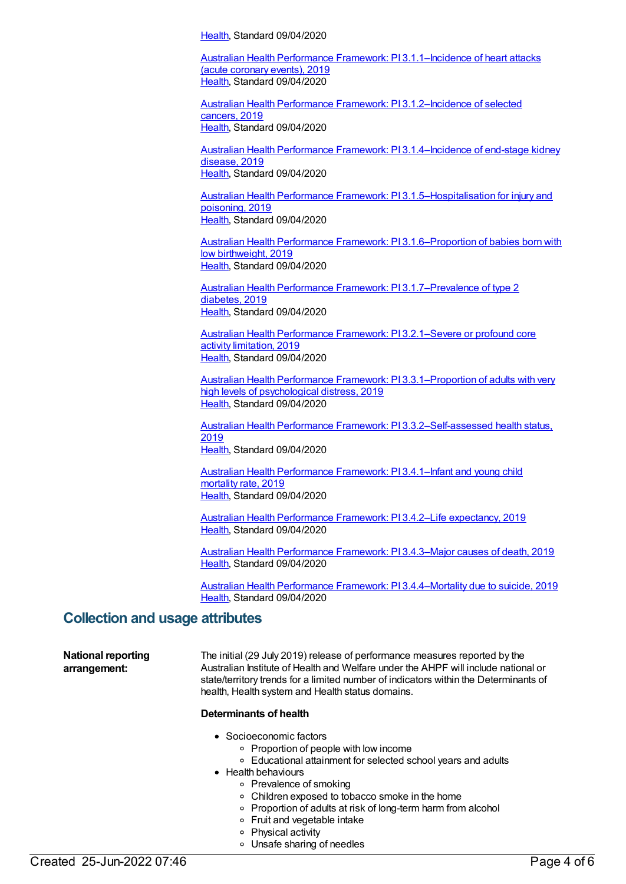Health, Standard 09/04/2020

Australian Health Performance Framework: PI 3.1.1–Incidence of heart attacks (acute coronary events), 2019
Health, Standard 09/04/2020

Australian Health Performance Framework: PI 3.1.2–Incidence of selected cancers, 2019
Health, Standard 09/04/2020

Australian Health Performance Framework: PI 3.1.4–Incidence of end-stage kidney disease, 2019
Health, Standard 09/04/2020

Australian Health Performance Framework: PI 3.1.5–Hospitalisation for injury and poisoning, 2019
Health, Standard 09/04/2020

Australian Health Performance Framework: PI 3.1.6–Proportion of babies born with low birthweight, 2019
Health, Standard 09/04/2020

Australian Health Performance Framework: PI 3.1.7–Prevalence of type 2 diabetes, 2019
Health, Standard 09/04/2020

Australian Health Performance Framework: PI 3.2.1–Severe or profound core activity limitation, 2019
Health, Standard 09/04/2020

Australian Health Performance Framework: PI 3.3.1–Proportion of adults with very high levels of psychological distress, 2019
Health, Standard 09/04/2020

Australian Health Performance Framework: PI 3.3.2–Self-assessed health status, 2019
Health, Standard 09/04/2020

Australian Health Performance Framework: PI 3.4.1–Infant and young child mortality rate, 2019
Health, Standard 09/04/2020

Australian Health Performance Framework: PI 3.4.2–Life expectancy, 2019
Health, Standard 09/04/2020

Australian Health Performance Framework: PI 3.4.3–Major causes of death, 2019
Health, Standard 09/04/2020

Australian Health Performance Framework: PI 3.4.4–Mortality due to suicide, 2019
Health, Standard 09/04/2020

## Collection and usage attributes

**National reporting arrangement:**

The initial (29 July 2019) release of performance measures reported by the Australian Institute of Health and Welfare under the AHPF will include national or state/territory trends for a limited number of indicators within the Determinants of health, Health system and Health status domains.

**Determinants of health**

- Socioeconomic factors
  - Proportion of people with low income
  - Educational attainment for selected school years and adults
- Health behaviours
  - Prevalence of smoking
  - Children exposed to tobacco smoke in the home
  - Proportion of adults at risk of long-term harm from alcohol
  - Fruit and vegetable intake
  - Physical activity
  - Unsafe sharing of needles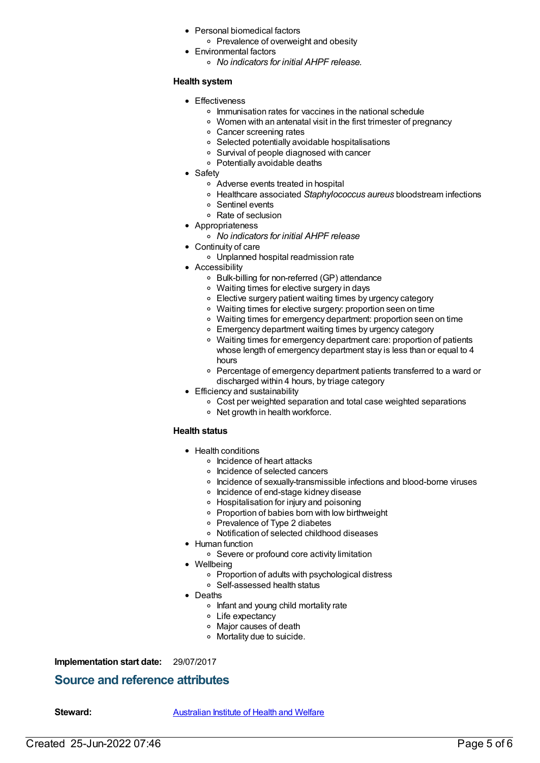- Personal biomedical factors
    - Prevalence of overweight and obesity
- Environmental factors
    - *No indicators for initial AHPF release.*

**Health system**

- Effectiveness
    - Immunisation rates for vaccines in the national schedule
    - Women with an antenatal visit in the first trimester of pregnancy
    - Cancer screening rates
    - Selected potentially avoidable hospitalisations
    - Survival of people diagnosed with cancer
    - Potentially avoidable deaths
- Safety
    - Adverse events treated in hospital
    - Healthcare associated *Staphylococcus aureus* bloodstream infections
    - Sentinel events
    - Rate of seclusion
- Appropriateness
    - *No indicators for initial AHPF release*
- Continuity of care
    - Unplanned hospital readmission rate
- Accessibility
    - Bulk-billing for non-referred (GP) attendance
    - Waiting times for elective surgery in days
    - Elective surgery patient waiting times by urgency category
    - Waiting times for elective surgery: proportion seen on time
    - Waiting times for emergency department: proportion seen on time
    - Emergency department waiting times by urgency category
    - Waiting times for emergency department care: proportion of patients whose length of emergency department stay is less than or equal to 4 hours
    - Percentage of emergency department patients transferred to a ward or discharged within 4 hours, by triage category
- Efficiency and sustainability
    - Cost per weighted separation and total case weighted separations
    - Net growth in health workforce.

**Health status**

- Health conditions
    - Incidence of heart attacks
    - Incidence of selected cancers
    - Incidence of sexually-transmissible infections and blood-borne viruses
    - Incidence of end-stage kidney disease
    - Hospitalisation for injury and poisoning
    - Proportion of babies born with low birthweight
    - Prevalence of Type 2 diabetes
    - Notification of selected childhood diseases
- Human function
    - Severe or profound core activity limitation
- Wellbeing
    - Proportion of adults with psychological distress
    - Self-assessed health status
- Deaths
    - Infant and young child mortality rate
    - Life expectancy
    - Major causes of death
    - Mortality due to suicide.

**Implementation start date:** 29/07/2017

## Source and reference attributes

**Steward:** Australian Institute of Health and Welfare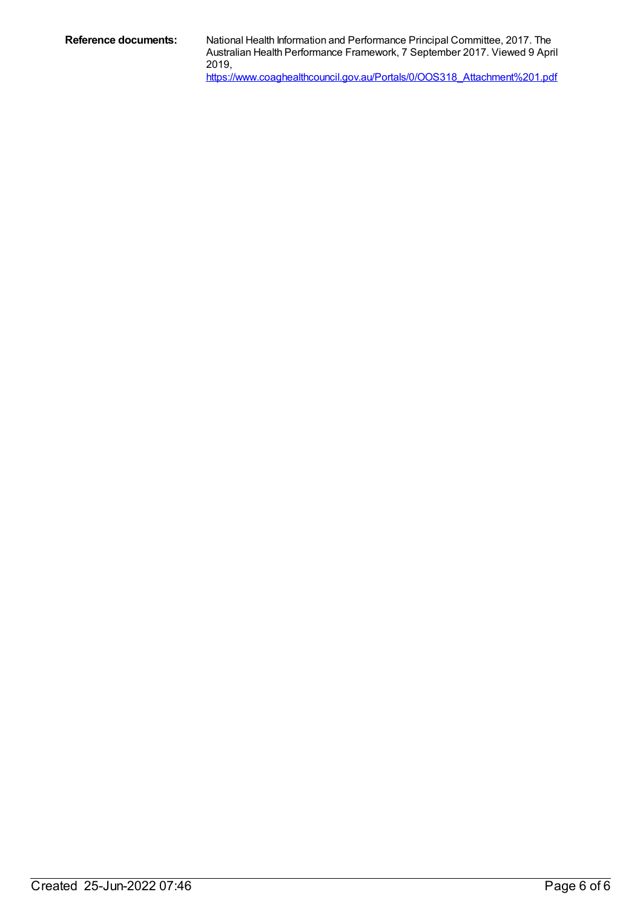**Reference documents:** National Health Information and Performance Principal Committee, 2017. The Australian Health Performance Framework, 7 September 2017. Viewed 9 April 2019, https://www.coaghealthcouncil.gov.au/Portals/0/OOS318_Attachment%201.pdf